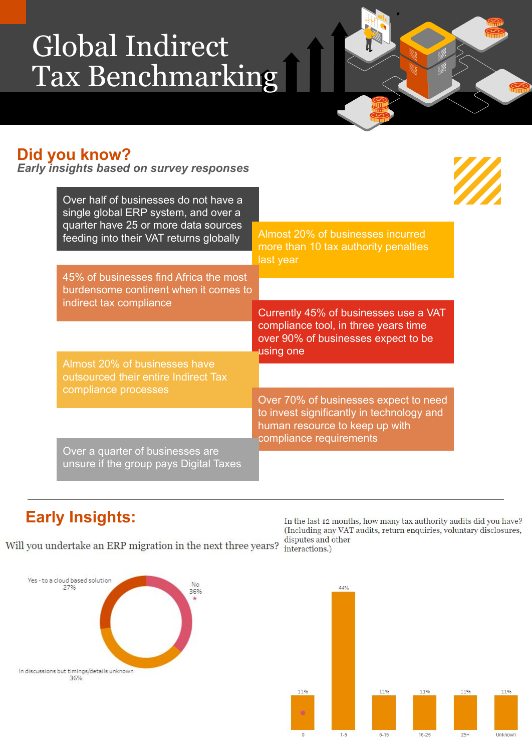# Global Indirect Tax Benchmarking

## Did you know?

*Early insights based on survey responses*

- Over half of businesses do not have a single global ERP system, and over a quarter have 25 or more data sources feeding into their VAT returns globally
- Almost 20% of businesses incurred more than 10 tax authority penalties last year
- 45% of businesses find Africa the most burdensome continent when it comes to indirect tax compliance
- Currently 45% of businesses use a VAT compliance tool, in three years time over 90% of businesses expect to be using one
- Almost 20% of businesses have outsourced their entire Indirect Tax compliance processes
- Over 70% of businesses expect to need to invest significantly in technology and human resource to keep up with compliance requirements
- Over a quarter of businesses are unsure if the group pays Digital Taxes

## Early Insights:

**Will you undertake an ERP migration in the next three years?**

| Response | % |
|---|---|
| Yes - to a cloud based solution | 27% |
| No | 36% |
| In discussions but timings/details unknown | 36% |

**In the last 12 months, how many tax authority audits did you have? (Including any VAT audits, return enquiries, voluntary disclosures, disputes and other interactions.)**

| Audits | % |
|---|---|
| 0 | 11% |
| 1-5 | 44% |
| 6-15 | 11% |
| 16-25 | 11% |
| 25+ | 11% |
| Unknown | 11% |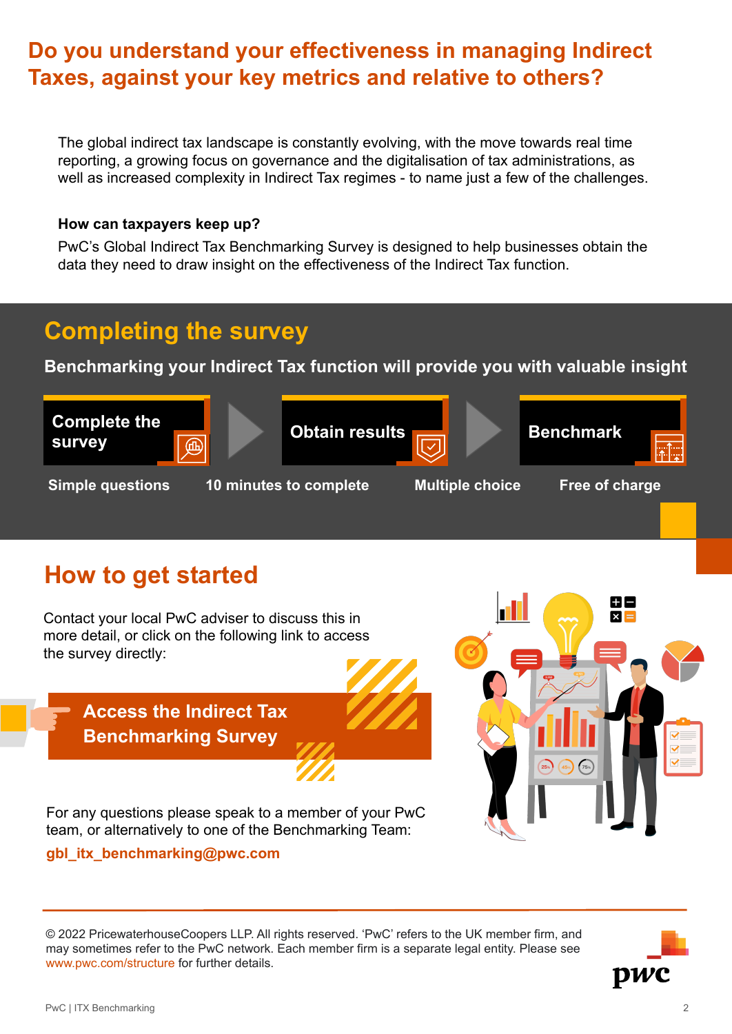# Do you understand your effectiveness in managing Indirect Taxes, against your key metrics and relative to others?

The global indirect tax landscape is constantly evolving, with the move towards real time reporting, a growing focus on governance and the digitalisation of tax administrations, as well as increased complexity in Indirect Tax regimes - to name just a few of the challenges.

**How can taxpayers keep up?**

PwC's Global Indirect Tax Benchmarking Survey is designed to help businesses obtain the data they need to draw insight on the effectiveness of the Indirect Tax function.

## Completing the survey

**Benchmarking your Indirect Tax function will provide you with valuable insight**

**Complete the survey** → **Obtain results** → **Benchmark**

**Simple questions** | **10 minutes to complete** | **Multiple choice** | **Free of charge**

## How to get started

Contact your local PwC adviser to discuss this in more detail, or click on the following link to access the survey directly:

**Access the Indirect Tax Benchmarking Survey**

For any questions please speak to a member of your PwC team, or alternatively to one of the Benchmarking Team:

**gbl_itx_benchmarking@pwc.com**

© 2022 PricewaterhouseCoopers LLP. All rights reserved. 'PwC' refers to the UK member firm, and may sometimes refer to the PwC network. Each member firm is a separate legal entity. Please see www.pwc.com/structure for further details.